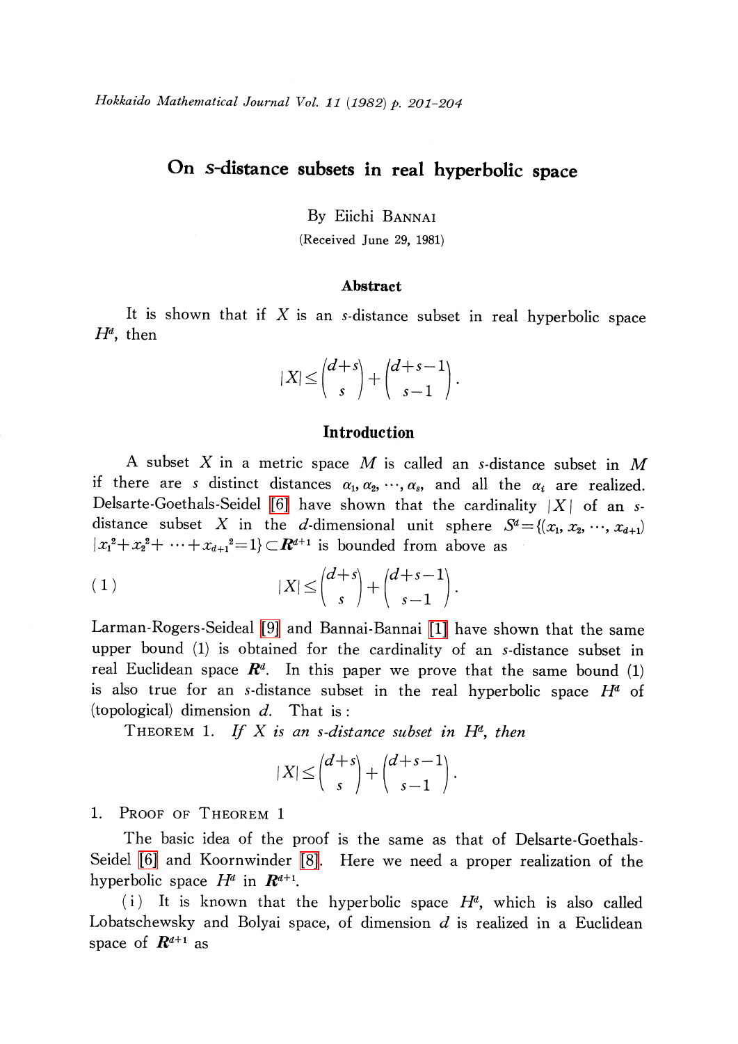# On $s$-distance subsets in real hyperbolic space

By Eiichi BANNAI

(Received June 29, 1981)

## Abstract

It is shown that if $X$ is an $s$-distance subset in real hyperbolic space $H^d$, then

$$|X| \leq \binom{d+s}{s} + \binom{d+s-1}{s-1}.$$

## Introduction

A subset $X$ in a metric space $M$ is called an $s$-distance subset in $M$ if there are $s$ distinct distances $\alpha_1, \alpha_2, \cdots, \alpha_s$, and all the $\alpha_i$ are realized. Delsarte-Goethals-Seidel [6] have shown that the cardinality $|X|$ of an $s$-distance subset $X$ in the $d$-dimensional unit sphere $S^d = \{(x_1, x_2, \cdots, x_{d+1}) \mid x_1^2 + x_2^2 + \cdots + x_{d+1}^2 = 1\} \subset \boldsymbol{R}^{d+1}$ is bounded from above as

$$|X| \leq \binom{d+s}{s} + \binom{d+s-1}{s-1}. \tag{1}$$

Larman-Rogers-Seideal [9] and Bannai-Bannai [1] have shown that the same upper bound (1) is obtained for the cardinality of an $s$-distance subset in real Euclidean space $\boldsymbol{R}^d$. In this paper we prove that the same bound (1) is also true for an $s$-distance subset in the real hyperbolic space $H^d$ of (topological) dimension $d$. That is:

THEOREM 1. *If $X$ is an $s$-distance subset in $H^d$, then*

$$|X| \leq \binom{d+s}{s} + \binom{d+s-1}{s-1}.$$

1. PROOF OF THEOREM 1

The basic idea of the proof is the same as that of Delsarte-Goethals-Seidel [6] and Koornwinder [8]. Here we need a proper realization of the hyperbolic space $H^d$ in $\boldsymbol{R}^{d+1}$.

(i) It is known that the hyperbolic space $H^d$, which is also called Lobatschewsky and Bolyai space, of dimension $d$ is realized in a Euclidean space of $\boldsymbol{R}^{d+1}$ as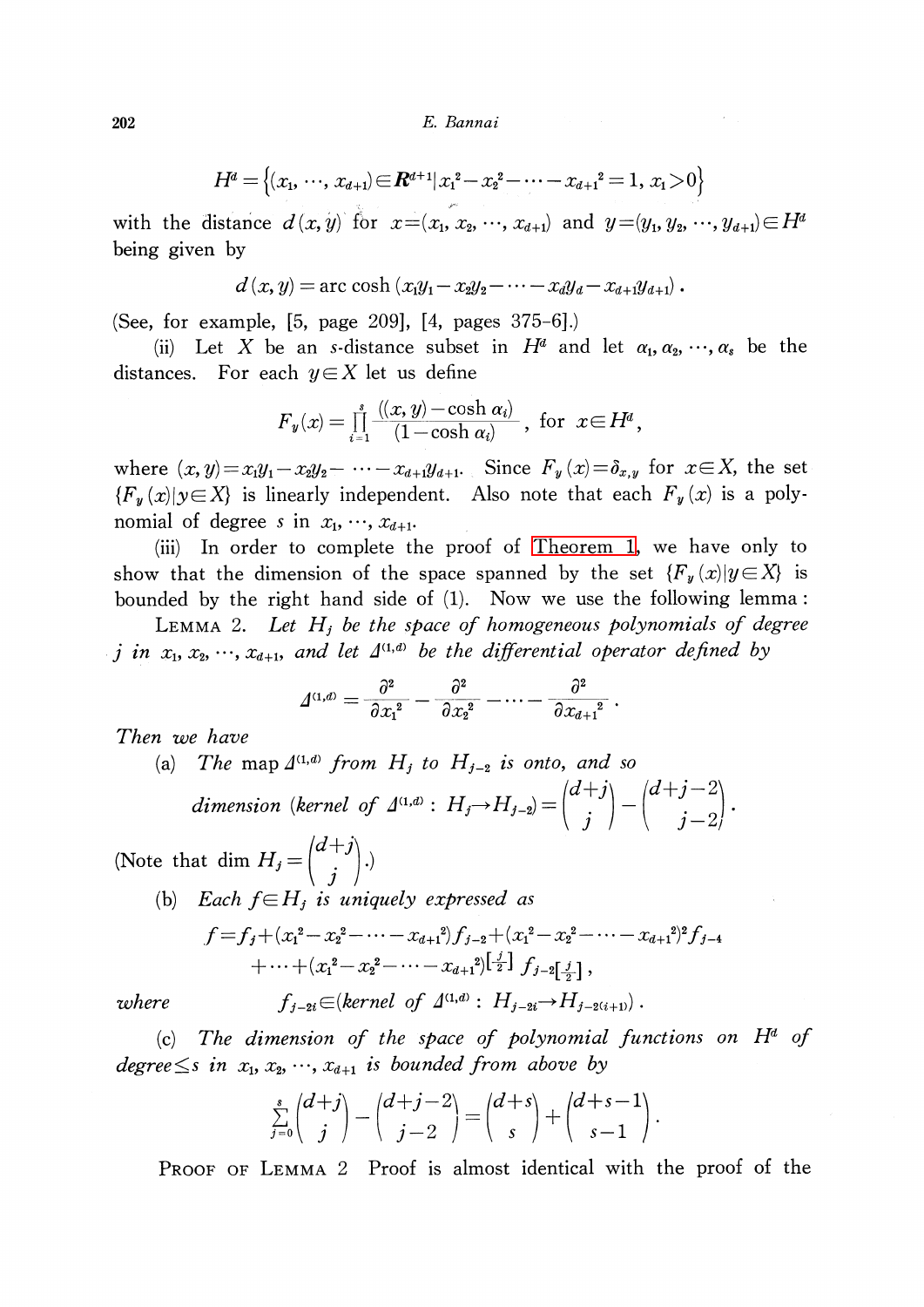$$H^d = \left\{(x_1, \cdots, x_{d+1}) \in \boldsymbol{R}^{d+1} | x_1^2 - x_2^2 - \cdots - x_{d+1}^2 = 1, x_1 > 0\right\}$$

with the distance $d(x, y)$ for $x = (x_1, x_2, \cdots, x_{d+1})$ and $y = (y_1, y_2, \cdots, y_{d+1}) \in H^d$ being given by

$$d(x, y) = \operatorname{arc\,cosh}\,(x_1 y_1 - x_2 y_2 - \cdots - x_d y_d - x_{d+1} y_{d+1})\,.$$

(See, for example, [5, page 209], [4, pages 375–6].)

(ii) Let $X$ be an $s$-distance subset in $H^d$ and let $\alpha_1, \alpha_2, \cdots, \alpha_s$ be the distances. For each $y \in X$ let us define

$$F_y(x) = \prod_{i=1}^{s} \frac{((x, y) - \cosh \alpha_i)}{(1 - \cosh \alpha_i)}\,, \text{ for } x \in H^d,$$

where $(x, y) = x_1 y_1 - x_2 y_2 - \cdots - x_{d+1} y_{d+1}$. Since $F_y(x) = \delta_{x,y}$ for $x \in X$, the set $\{F_y(x) | y \in X\}$ is linearly independent. Also note that each $F_y(x)$ is a polynomial of degree $s$ in $x_1, \cdots, x_{d+1}$.

(iii) In order to complete the proof of Theorem 1, we have only to show that the dimension of the space spanned by the set $\{F_y(x) | y \in X\}$ is bounded by the right hand side of (1). Now we use the following lemma:

LEMMA 2. *Let $H_j$ be the space of homogeneous polynomials of degree $j$ in $x_1, x_2, \cdots, x_{d+1}$, and let $\Delta^{(1,d)}$ be the differential operator defined by*

$$\Delta^{(1,d)} = \frac{\partial^2}{\partial x_1^2} - \frac{\partial^2}{\partial x_2^2} - \cdots - \frac{\partial^2}{\partial x_{d+1}^2}\,.$$

*Then we have*

(a) *The map $\Delta^{(1,d)}$ from $H_j$ to $H_{j-2}$ is onto, and so*

$$\text{dimension (kernel of } \Delta^{(1,d)} : H_j \to H_{j-2}) = \binom{d+j}{j} - \binom{d+j-2}{j-2}\,.$$

(Note that $\dim H_j = \binom{d+j}{j}$.)

(b) *Each $f \in H_j$ is uniquely expressed as*

$$f = f_j + (x_1^2 - x_2^2 - \cdots - x_{d+1}^2) f_{j-2} + (x_1^2 - x_2^2 - \cdots - x_{d+1}^2)^2 f_{j-4} + \cdots + (x_1^2 - x_2^2 - \cdots - x_{d+1}^2)^{\left[\frac{j}{2}\right]} f_{j-2\left[\frac{j}{2}\right]}\,,$$

*where* $\quad f_{j-2i} \in (\text{kernel of } \Delta^{(1,d)} : H_{j-2i} \to H_{j-2(i+1)})\,.$

(c) *The dimension of the space of polynomial functions on $H^d$ of degree $\leq s$ in $x_1, x_2, \cdots, x_{d+1}$ is bounded from above by*

$$\sum_{j=0}^{s} \binom{d+j}{j} - \binom{d+j-2}{j-2} = \binom{d+s}{s} + \binom{d+s-1}{s-1}\,.$$

PROOF OF LEMMA 2 Proof is almost identical with the proof of the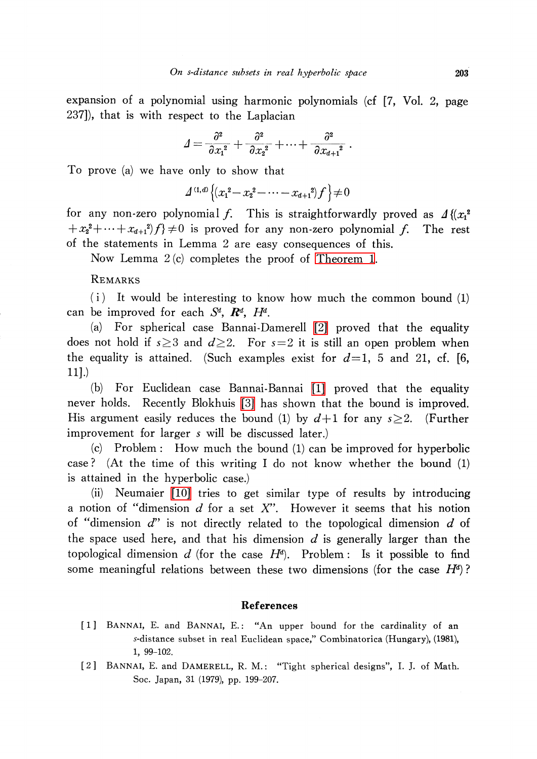expansion of a polynomial using harmonic polynomials (cf [7, Vol. 2, page 237]), that is with respect to the Laplacian

$$\Delta=\frac{\partial^2}{\partial x_1{}^2}+\frac{\partial^2}{\partial x_2{}^2}+\cdots+\frac{\partial^2}{\partial x_{d+1}{}^2}\ .$$

To prove (a) we have only to show that

$$\Delta^{(1,d)}\left\{(x_1^2-x_2^2-\cdots-x_{d+1}^2)f\right\}\neq 0$$

for any non-zero polynomial $f$. This is straightforwardly proved as $\Delta\{(x_1^2+x_2^2+\cdots+x_{d+1}^2)f\}\neq 0$ is proved for any non-zero polynomial $f$. The rest of the statements in Lemma 2 are easy consequences of this.

Now Lemma 2 (c) completes the proof of Theorem 1.

REMARKS

(i) It would be interesting to know how much the common bound (1) can be improved for each $S^d$, $\boldsymbol{R}^d$, $H^d$.

(a) For spherical case Bannai-Damerell [2] proved that the equality does not hold if $s\geq 3$ and $d\geq 2$. For $s=2$ it is still an open problem when the equality is attained. (Such examples exist for $d=1$, 5 and 21, cf. [6, 11].)

(b) For Euclidean case Bannai-Bannai [1] proved that the equality never holds. Recently Blokhuis [3] has shown that the bound is improved. His argument easily reduces the bound (1) by $d+1$ for any $s\geq 2$. (Further improvement for larger $s$ will be discussed later.)

(c) Problem: How much the bound (1) can be improved for hyperbolic case? (At the time of this writing I do not know whether the bound (1) is attained in the hyperbolic case.)

(ii) Neumaier [10] tries to get similar type of results by introducing a notion of "dimension $d$ for a set $X$". However it seems that his notion of "dimension $d$" is not directly related to the topological dimension $d$ of the space used here, and that his dimension $d$ is generally larger than the topological dimension $d$ (for the case $H^d$). Problem: Is it possible to find some meaningful relations between these two dimensions (for the case $H^d$)?

## References

[1] BANNAI, E. and BANNAI, E.: "An upper bound for the cardinality of an $s$-distance subset in real Euclidean space," Combinatorica (Hungary), (1981), 1, 99–102.

[2] BANNAI, E. and DAMERELL, R. M.: "Tight spherical designs", I. J. of Math. Soc. Japan, 31 (1979), pp. 199–207.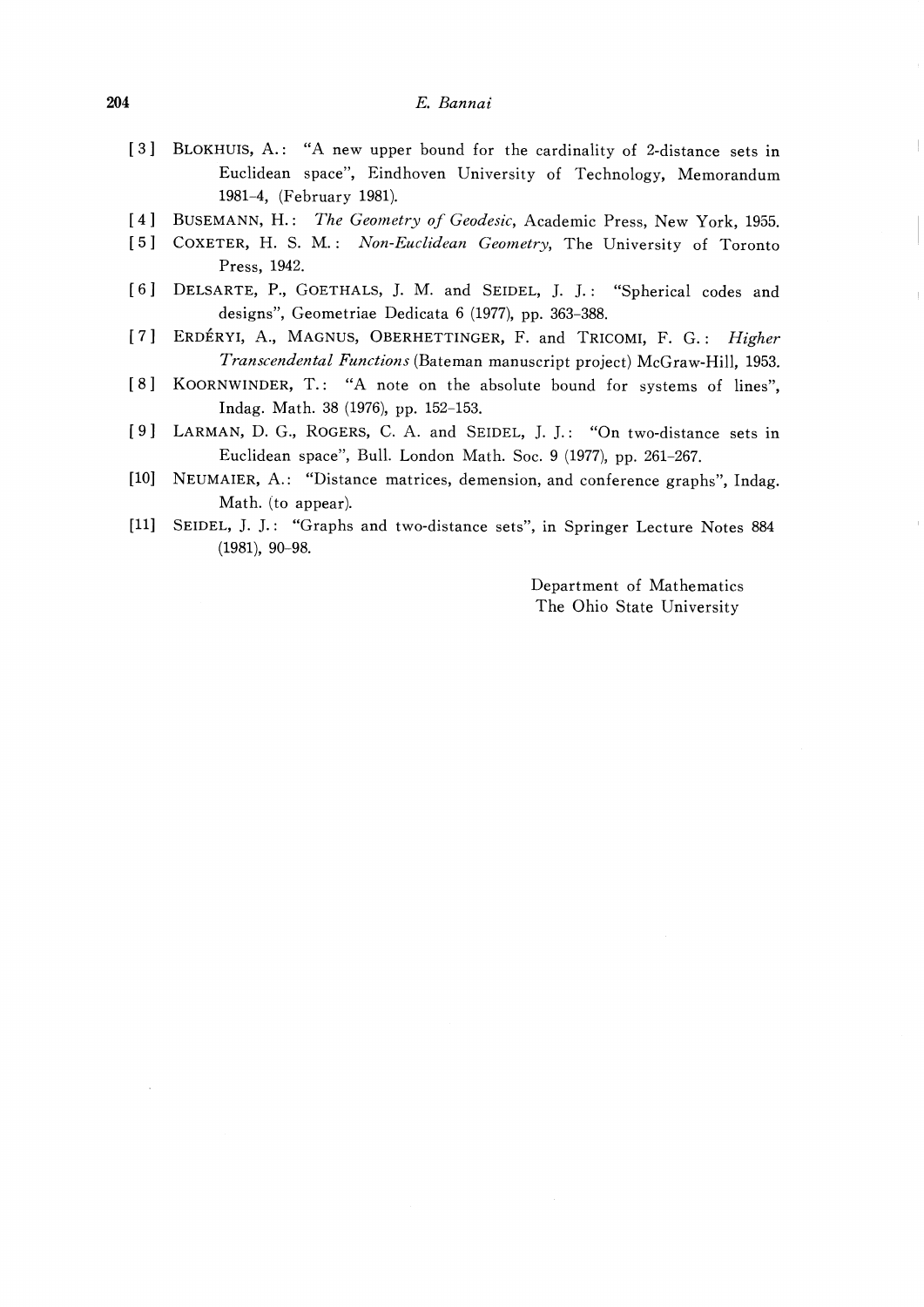[3] BLOKHUIS, A.: "A new upper bound for the cardinality of 2-distance sets in Euclidean space", Eindhoven University of Technology, Memorandum 1981-4, (February 1981).

[4] BUSEMANN, H.: *The Geometry of Geodesic*, Academic Press, New York, 1955.

[5] COXETER, H. S. M.: *Non-Euclidean Geometry*, The University of Toronto Press, 1942.

[6] DELSARTE, P., GOETHALS, J. M. and SEIDEL, J. J.: "Spherical codes and designs", Geometriae Dedicata 6 (1977), pp. 363-388.

[7] ERDÉRYI, A., MAGNUS, OBERHETTINGER, F. and TRICOMI, F. G.: *Higher Transcendental Functions* (Bateman manuscript project) McGraw-Hill, 1953.

[8] KOORNWINDER, T.: "A note on the absolute bound for systems of lines", Indag. Math. 38 (1976), pp. 152-153.

[9] LARMAN, D. G., ROGERS, C. A. and SEIDEL, J. J.: "On two-distance sets in Euclidean space", Bull. London Math. Soc. 9 (1977), pp. 261-267.

[10] NEUMAIER, A.: "Distance matrices, demension, and conference graphs", Indag. Math. (to appear).

[11] SEIDEL, J. J.: "Graphs and two-distance sets", in Springer Lecture Notes 884 (1981), 90-98.

Department of Mathematics
The Ohio State University